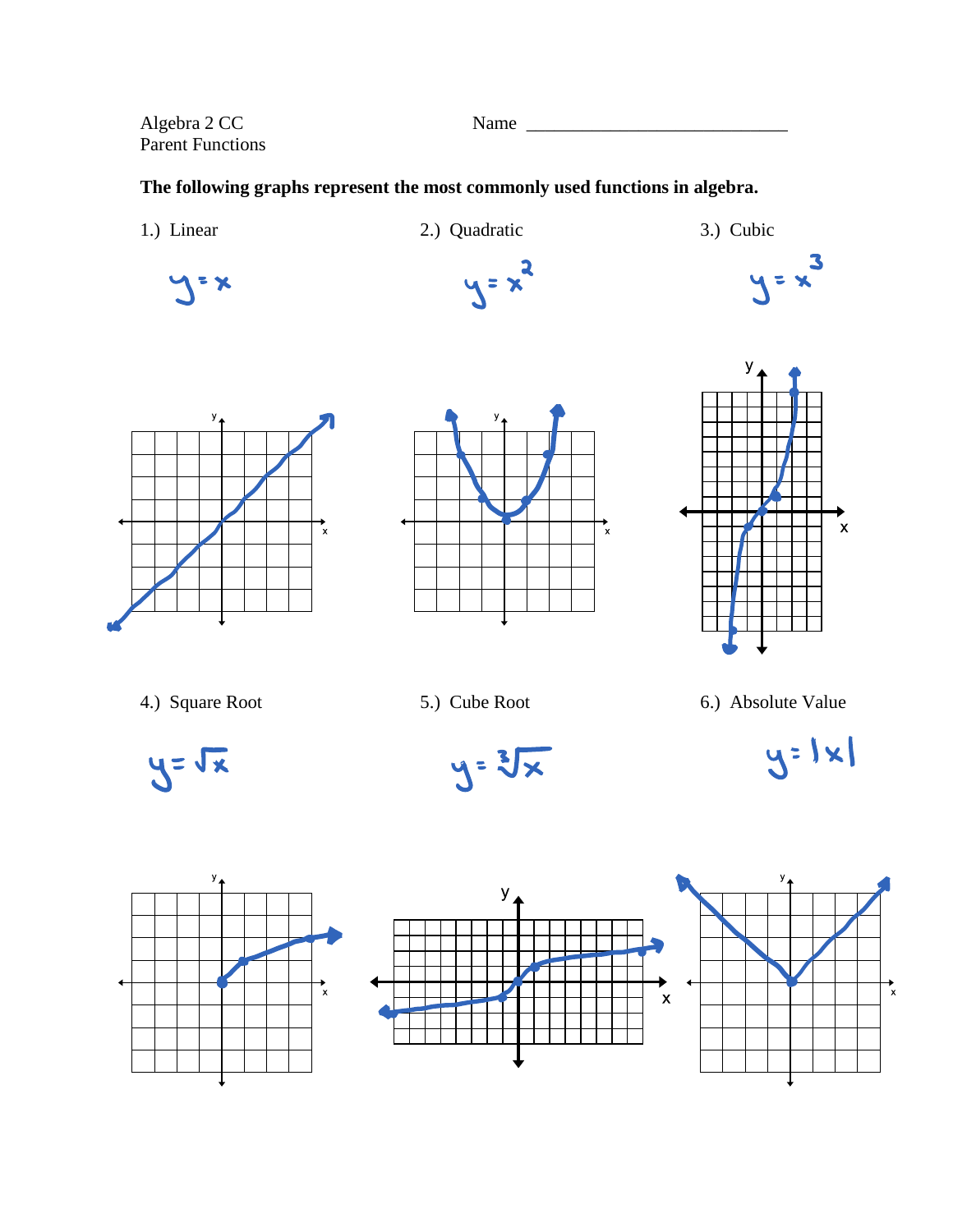Algebra 2 CC
Parent Functions

Name ____________________________

**The following graphs represent the most commonly used functions in algebra.**

1.) Linear

$y = x$

2.) Quadratic

$y = x^2$

3.) Cubic

$y = x^3$

4.) Square Root

$y = \sqrt{x}$

5.) Cube Root

$y = \sqrt[3]{x}$

6.) Absolute Value

$y = |x|$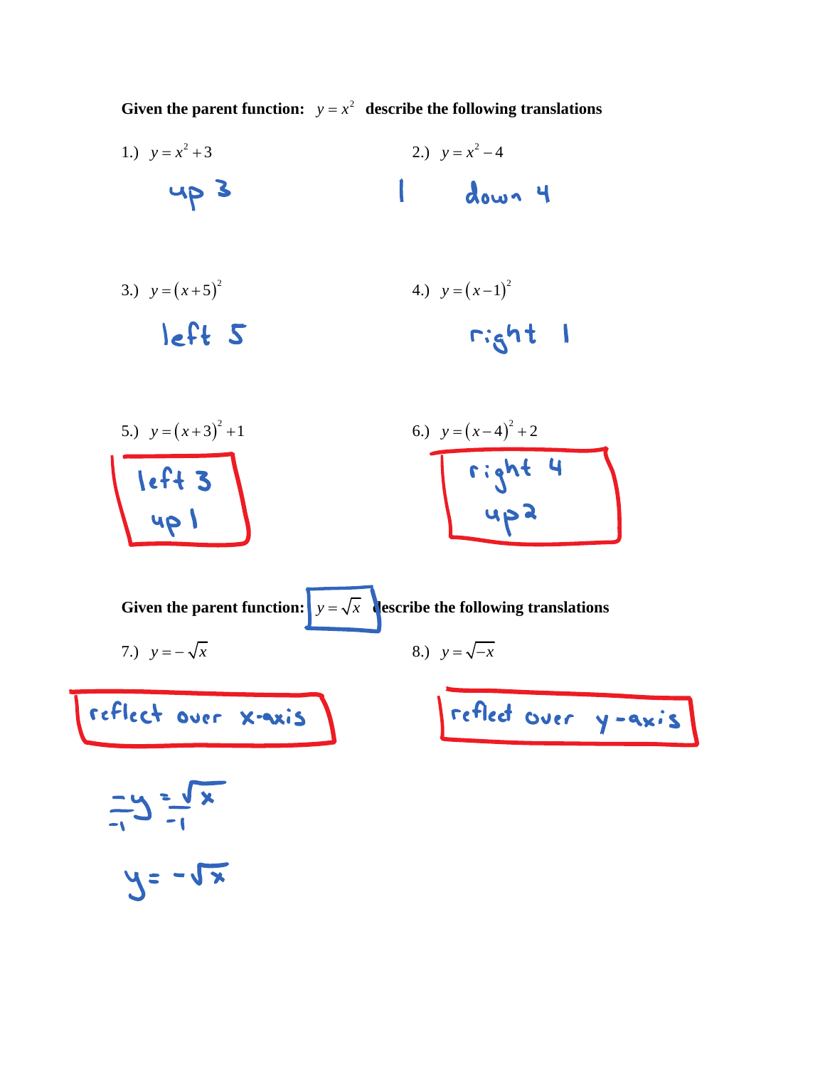**Given the parent function:** $y = x^2$ **describe the following translations**

1.) $y = x^2 + 3$

up 3

2.) $y = x^2 - 4$

down 4

3.) $y = (x+5)^2$

left 5

4.) $y = (x-1)^2$

right 1

5.) $y = (x+3)^2 + 1$

left 3
up 1

6.) $y = (x-4)^2 + 2$

right 4
up 2

**Given the parent function:** $y = \sqrt{x}$ **describe the following translations**

7.) $y = -\sqrt{x}$

reflect over x-axis

$$\frac{-y}{-1} = \frac{\sqrt{x}}{-1}$$

$$y = -\sqrt{x}$$

8.) $y = \sqrt{-x}$

reflect over y-axis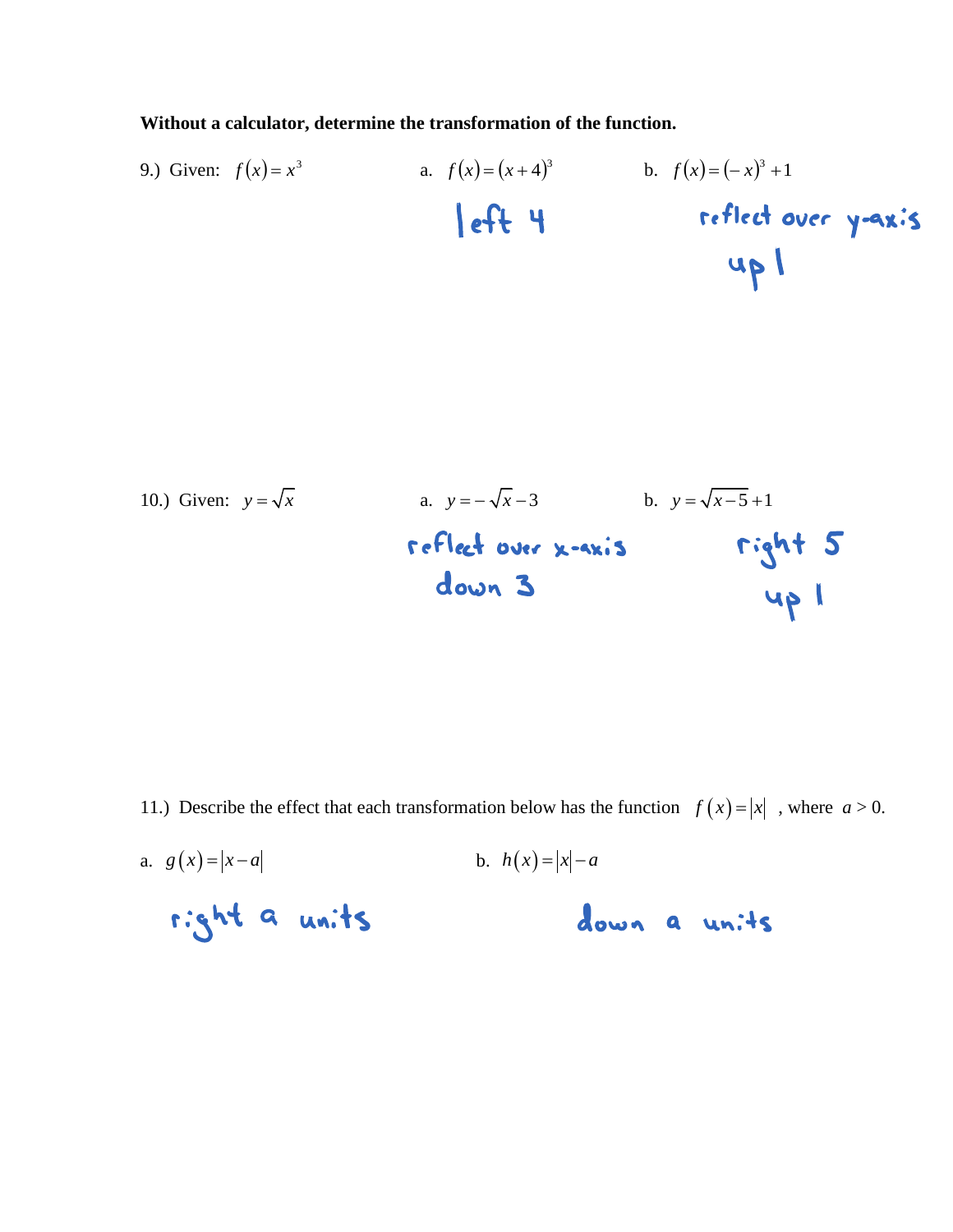**Without a calculator, determine the transformation of the function.**

9.) Given: $f(x) = x^3$

a. $f(x) = (x+4)^3$

left 4

b. $f(x) = (-x)^3 + 1$

reflect over y-axis
up 1

10.) Given: $y = \sqrt{x}$

a. $y = -\sqrt{x} - 3$

reflect over x-axis
down 3

b. $y = \sqrt{x-5} + 1$

right 5
up 1

11.) Describe the effect that each transformation below has the function $f(x) = |x|$, where $a > 0$.

a. $g(x) = |x - a|$

right a units

b. $h(x) = |x| - a$

down a units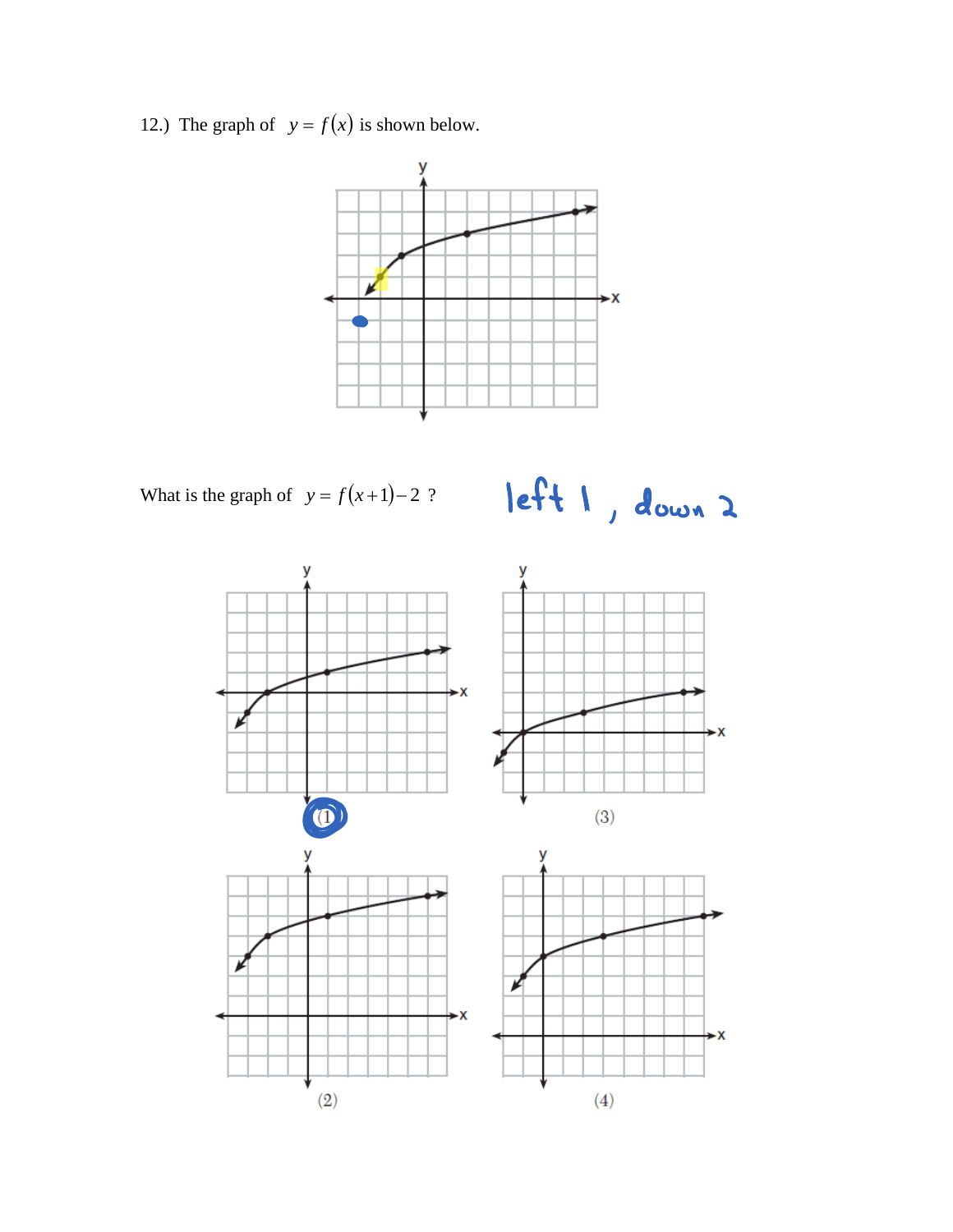12.) The graph of $y = f(x)$ is shown below.

y

x

What is the graph of $y = f(x+1) - 2$ ?

left 1 , down 2

y

x

(1)

y

x

(3)

y

x

(2)

y

x

(4)